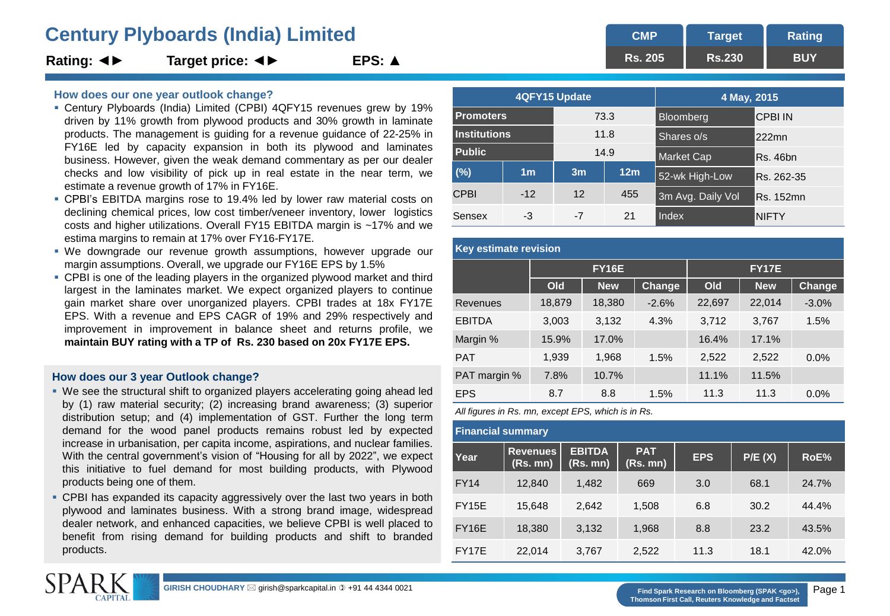# Century Plyboards (India) Limited

**Rating: ◄►** **Target price: ◄►** **EPS: ▲**

| CMP | Target | Rating |
|---|---|---|
| Rs. 205 | Rs.230 | BUY |

### How does our one year outlook change?

- Century Plyboards (India) Limited (CPBI) 4QFY15 revenues grew by 19% driven by 11% growth from plywood products and 30% growth in laminate products. The management is guiding for a revenue guidance of 22-25% in FY16E led by capacity expansion in both its plywood and laminates business. However, given the weak demand commentary as per our dealer checks and low visibility of pick up in real estate in the near term, we estimate a revenue growth of 17% in FY16E.
- CPBI's EBITDA margins rose to 19.4% led by lower raw material costs on declining chemical prices, low cost timber/veneer inventory, lower logistics costs and higher utilizations. Overall FY15 EBITDA margin is ~17% and we estima margins to remain at 17% over FY16-FY17E.
- We downgrade our revenue growth assumptions, however upgrade our margin assumptions. Overall, we upgrade our FY16E EPS by 1.5%
- CPBI is one of the leading players in the organized plywood market and third largest in the laminates market. We expect organized players to continue gain market share over unorganized players. CPBI trades at 18x FY17E EPS. With a revenue and EPS CAGR of 19% and 29% respectively and improvement in improvement in balance sheet and returns profile, we **maintain BUY rating with a TP of Rs. 230 based on 20x FY17E EPS.**

### How does our 3 year Outlook change?

- We see the structural shift to organized players accelerating going ahead led by (1) raw material security; (2) increasing brand awareness; (3) superior distribution setup; and (4) implementation of GST. Further the long term demand for the wood panel products remains robust led by expected increase in urbanisation, per capita income, aspirations, and nuclear families. With the central government's vision of "Housing for all by 2022", we expect this initiative to fuel demand for most building products, with Plywood products being one of them.
- CPBI has expanded its capacity aggressively over the last two years in both plywood and laminates business. With a strong brand image, widespread dealer network, and enhanced capacities, we believe CPBI is well placed to benefit from rising demand for building products and shift to branded products.

| 4QFY15 Update | | | |
|---|---|---|---|
| Promoters | 73.3 | | |
| Institutions | 11.8 | | |
| Public | 14.9 | | |
| (%) | 1m | 3m | 12m |
| CPBI | -12 | 12 | 455 |
| Sensex | -3 | -7 | 21 |

| 4 May, 2015 | |
|---|---|
| Bloomberg | CPBI IN |
| Shares o/s | 222mn |
| Market Cap | Rs. 46bn |
| 52-wk High-Low | Rs. 262-35 |
| 3m Avg. Daily Vol | Rs. 152mn |
| Index | NIFTY |

**Key estimate revision**

| | FY16E | | | FY17E | | |
|---|---|---|---|---|---|---|
| | Old | New | Change | Old | New | Change |
| Revenues | 18,879 | 18,380 | -2.6% | 22,697 | 22,014 | -3.0% |
| EBITDA | 3,003 | 3,132 | 4.3% | 3,712 | 3,767 | 1.5% |
| Margin % | 15.9% | 17.0% | | 16.4% | 17.1% | |
| PAT | 1,939 | 1,968 | 1.5% | 2,522 | 2,522 | 0.0% |
| PAT margin % | 7.8% | 10.7% | | 11.1% | 11.5% | |
| EPS | 8.7 | 8.8 | 1.5% | 11.3 | 11.3 | 0.0% |

*All figures in Rs. mn, except EPS, which is in Rs.*

**Financial summary**

| Year | Revenues (Rs. mn) | EBITDA (Rs. mn) | PAT (Rs. mn) | EPS | P/E (X) | RoE% |
|---|---|---|---|---|---|---|
| FY14 | 12,840 | 1,482 | 669 | 3.0 | 68.1 | 24.7% |
| FY15E | 15,648 | 2,642 | 1,508 | 6.8 | 30.2 | 44.4% |
| FY16E | 18,380 | 3,132 | 1,968 | 8.8 | 23.2 | 43.5% |
| FY17E | 22,014 | 3,767 | 2,522 | 11.3 | 18.1 | 42.0% |

GIRISH CHOUDHARY girish@sparkcapital.in +91 44 4344 0021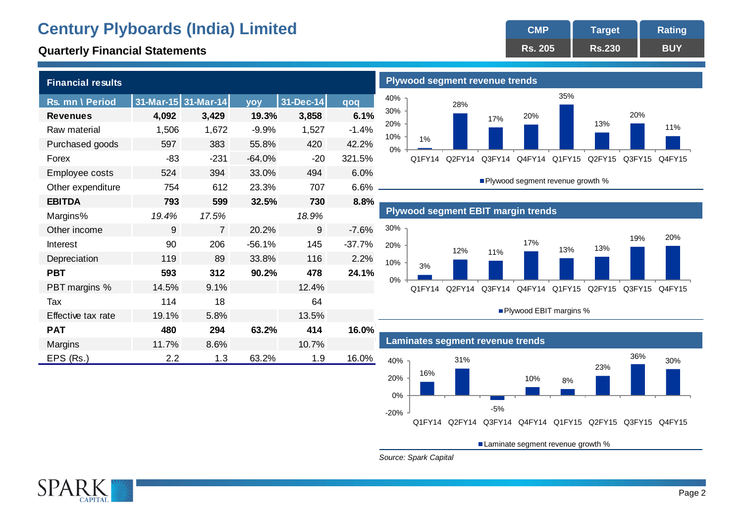# Century Plyboards (India) Limited

## Quarterly Financial Statements

| CMP | Target | Rating |
|---|---|---|
| Rs. 205 | Rs.230 | BUY |

### Financial results

| Rs. mn \ Period | 31-Mar-15 | 31-Mar-14 | yoy | 31-Dec-14 | qoq |
|---|---|---|---|---|---|
| **Revenues** | **4,092** | **3,429** | **19.3%** | **3,858** | **6.1%** |
| Raw material | 1,506 | 1,672 | -9.9% | 1,527 | -1.4% |
| Purchased goods | 597 | 383 | 55.8% | 420 | 42.2% |
| Forex | -83 | -231 | -64.0% | -20 | 321.5% |
| Employee costs | 524 | 394 | 33.0% | 494 | 6.0% |
| Other expenditure | 754 | 612 | 23.3% | 707 | 6.6% |
| **EBITDA** | **793** | **599** | **32.5%** | **730** | **8.8%** |
| Margins% | *19.4%* | *17.5%* | | *18.9%* | |
| Other income | 9 | 7 | 20.2% | 9 | -7.6% |
| Interest | 90 | 206 | -56.1% | 145 | -37.7% |
| Depreciation | 119 | 89 | 33.8% | 116 | 2.2% |
| **PBT** | **593** | **312** | **90.2%** | **478** | **24.1%** |
| PBT margins % | 14.5% | 9.1% | | 12.4% | |
| Tax | 114 | 18 | | 64 | |
| Effective tax rate | 19.1% | 5.8% | | 13.5% | |
| **PAT** | **480** | **294** | **63.2%** | **414** | **16.0%** |
| Margins | 11.7% | 8.6% | | 10.7% | |
| EPS (Rs.) | 2.2 | 1.3 | 63.2% | 1.9 | 16.0% |

### Plywood segment revenue trends

| | Q1FY14 | Q2FY14 | Q3FY14 | Q4FY14 | Q1FY15 | Q2FY15 | Q3FY15 | Q4FY15 |
|---|---|---|---|---|---|---|---|---|
| Plywood segment revenue growth % | 1% | 28% | 17% | 20% | 35% | 13% | 20% | 11% |

### Plywood segment EBIT margin trends

| | Q1FY14 | Q2FY14 | Q3FY14 | Q4FY14 | Q1FY15 | Q2FY15 | Q3FY15 | Q4FY15 |
|---|---|---|---|---|---|---|---|---|
| Plywood EBIT margins % | 3% | 12% | 11% | 17% | 13% | 13% | 19% | 20% |

### Laminates segment revenue trends

| | Q1FY14 | Q2FY14 | Q3FY14 | Q4FY14 | Q1FY15 | Q2FY15 | Q3FY15 | Q4FY15 |
|---|---|---|---|---|---|---|---|---|
| Laminate segment revenue growth % | 16% | 31% | -5% | 10% | 8% | 23% | 36% | 30% |

*Source: Spark Capital*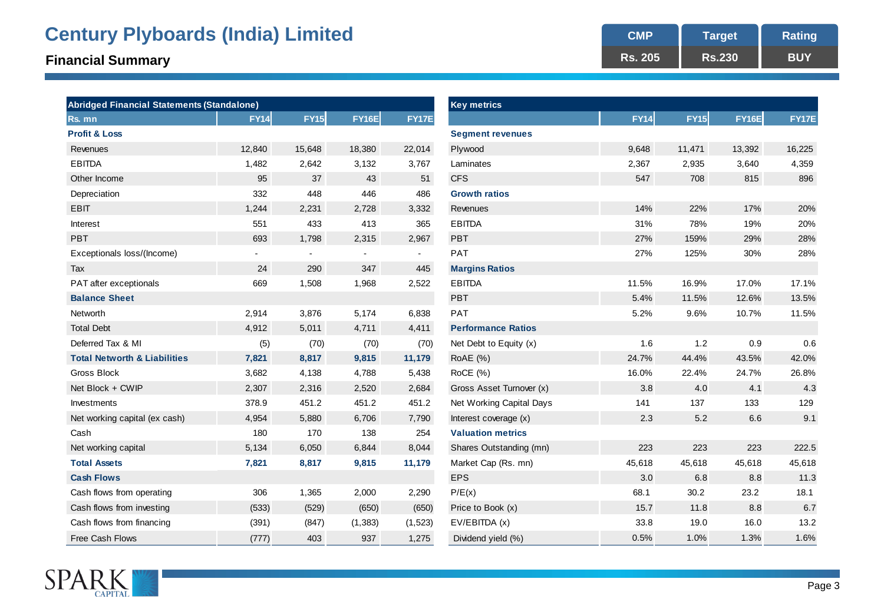# Century Plyboards (India) Limited

## Financial Summary

| CMP | Target | Rating |
|---|---|---|
| Rs. 205 | Rs.230 | BUY |

| Abridged Financial Statements (Standalone) | | | | |
|---|---|---|---|---|
| **Rs. mn** | **FY14** | **FY15** | **FY16E** | **FY17E** |
| **Profit & Loss** | | | | |
| Revenues | 12,840 | 15,648 | 18,380 | 22,014 |
| EBITDA | 1,482 | 2,642 | 3,132 | 3,767 |
| Other Income | 95 | 37 | 43 | 51 |
| Depreciation | 332 | 448 | 446 | 486 |
| EBIT | 1,244 | 2,231 | 2,728 | 3,332 |
| Interest | 551 | 433 | 413 | 365 |
| PBT | 693 | 1,798 | 2,315 | 2,967 |
| Exceptionals loss/(Income) | - | - | - | - |
| Tax | 24 | 290 | 347 | 445 |
| PAT after exceptionals | 669 | 1,508 | 1,968 | 2,522 |
| **Balance Sheet** | | | | |
| Networth | 2,914 | 3,876 | 5,174 | 6,838 |
| Total Debt | 4,912 | 5,011 | 4,711 | 4,411 |
| Deferred Tax & MI | (5) | (70) | (70) | (70) |
| **Total Networth & Liabilities** | **7,821** | **8,817** | **9,815** | **11,179** |
| Gross Block | 3,682 | 4,138 | 4,788 | 5,438 |
| Net Block + CWIP | 2,307 | 2,316 | 2,520 | 2,684 |
| Investments | 378.9 | 451.2 | 451.2 | 451.2 |
| Net working capital (ex cash) | 4,954 | 5,880 | 6,706 | 7,790 |
| Cash | 180 | 170 | 138 | 254 |
| Net working capital | 5,134 | 6,050 | 6,844 | 8,044 |
| **Total Assets** | **7,821** | **8,817** | **9,815** | **11,179** |
| **Cash Flows** | | | | |
| Cash flows from operating | 306 | 1,365 | 2,000 | 2,290 |
| Cash flows from investing | (533) | (529) | (650) | (650) |
| Cash flows from financing | (391) | (847) | (1,383) | (1,523) |
| Free Cash Flows | (777) | 403 | 937 | 1,275 |

| Key metrics | | | | |
|---|---|---|---|---|
| | **FY14** | **FY15** | **FY16E** | **FY17E** |
| **Segment revenues** | | | | |
| Plywood | 9,648 | 11,471 | 13,392 | 16,225 |
| Laminates | 2,367 | 2,935 | 3,640 | 4,359 |
| CFS | 547 | 708 | 815 | 896 |
| **Growth ratios** | | | | |
| Revenues | 14% | 22% | 17% | 20% |
| EBITDA | 31% | 78% | 19% | 20% |
| PBT | 27% | 159% | 29% | 28% |
| PAT | 27% | 125% | 30% | 28% |
| **Margins Ratios** | | | | |
| EBITDA | 11.5% | 16.9% | 17.0% | 17.1% |
| PBT | 5.4% | 11.5% | 12.6% | 13.5% |
| PAT | 5.2% | 9.6% | 10.7% | 11.5% |
| **Performance Ratios** | | | | |
| Net Debt to Equity (x) | 1.6 | 1.2 | 0.9 | 0.6 |
| RoAE (%) | 24.7% | 44.4% | 43.5% | 42.0% |
| RoCE (%) | 16.0% | 22.4% | 24.7% | 26.8% |
| Gross Asset Turnover (x) | 3.8 | 4.0 | 4.1 | 4.3 |
| Net Working Capital Days | 141 | 137 | 133 | 129 |
| Interest coverage (x) | 2.3 | 5.2 | 6.6 | 9.1 |
| **Valuation metrics** | | | | |
| Shares Outstanding (mn) | 223 | 223 | 223 | 222.5 |
| Market Cap (Rs. mn) | 45,618 | 45,618 | 45,618 | 45,618 |
| EPS | 3.0 | 6.8 | 8.8 | 11.3 |
| P/E(x) | 68.1 | 30.2 | 23.2 | 18.1 |
| Price to Book (x) | 15.7 | 11.8 | 8.8 | 6.7 |
| EV/EBITDA (x) | 33.8 | 19.0 | 16.0 | 13.2 |
| Dividend yield (%) | 0.5% | 1.0% | 1.3% | 1.6% |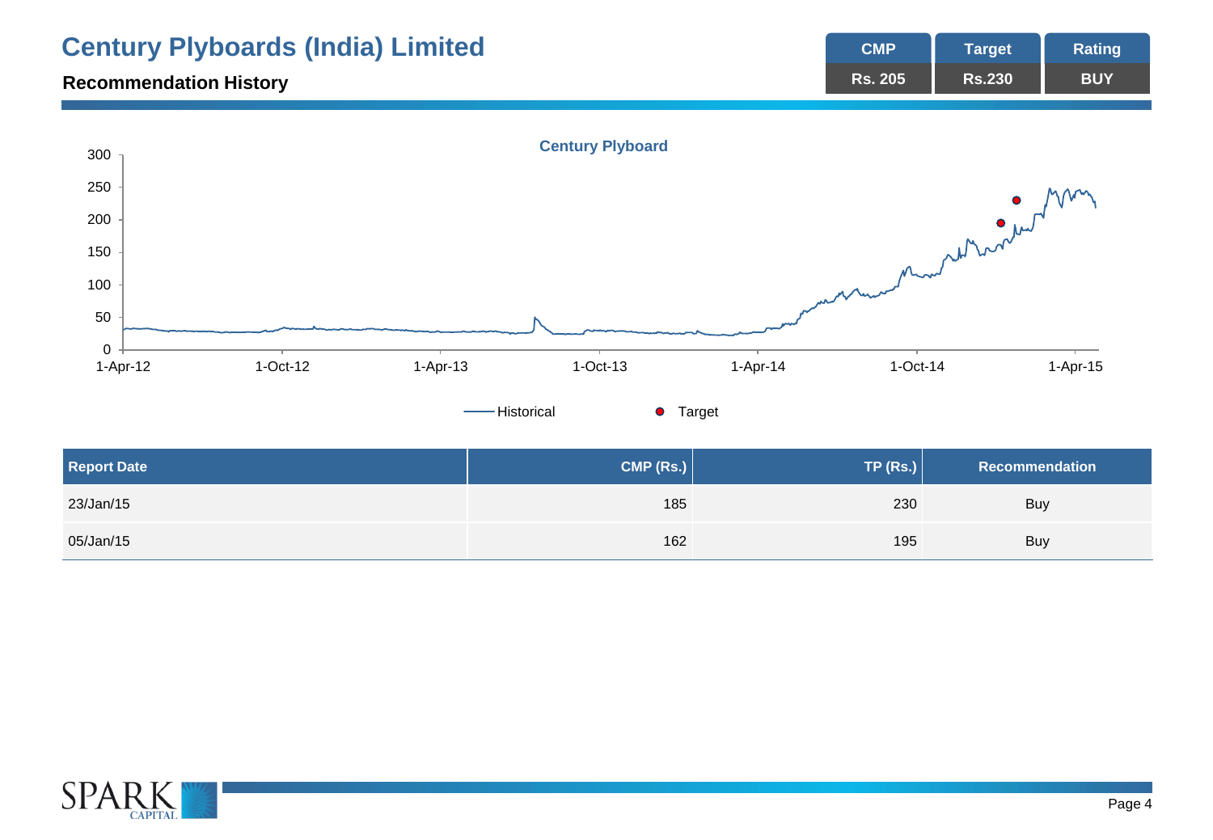# Century Plyboards (India) Limited

| CMP | Target | Rating |
|---|---|---|
| Rs. 205 | Rs.230 | BUY |

## Recommendation History

Century Plyboard

Historical  Target

| Report Date | CMP (Rs.) | TP (Rs.) | Recommendation |
|---|---|---|---|
| 23/Jan/15 | 185 | 230 | Buy |
| 05/Jan/15 | 162 | 195 | Buy |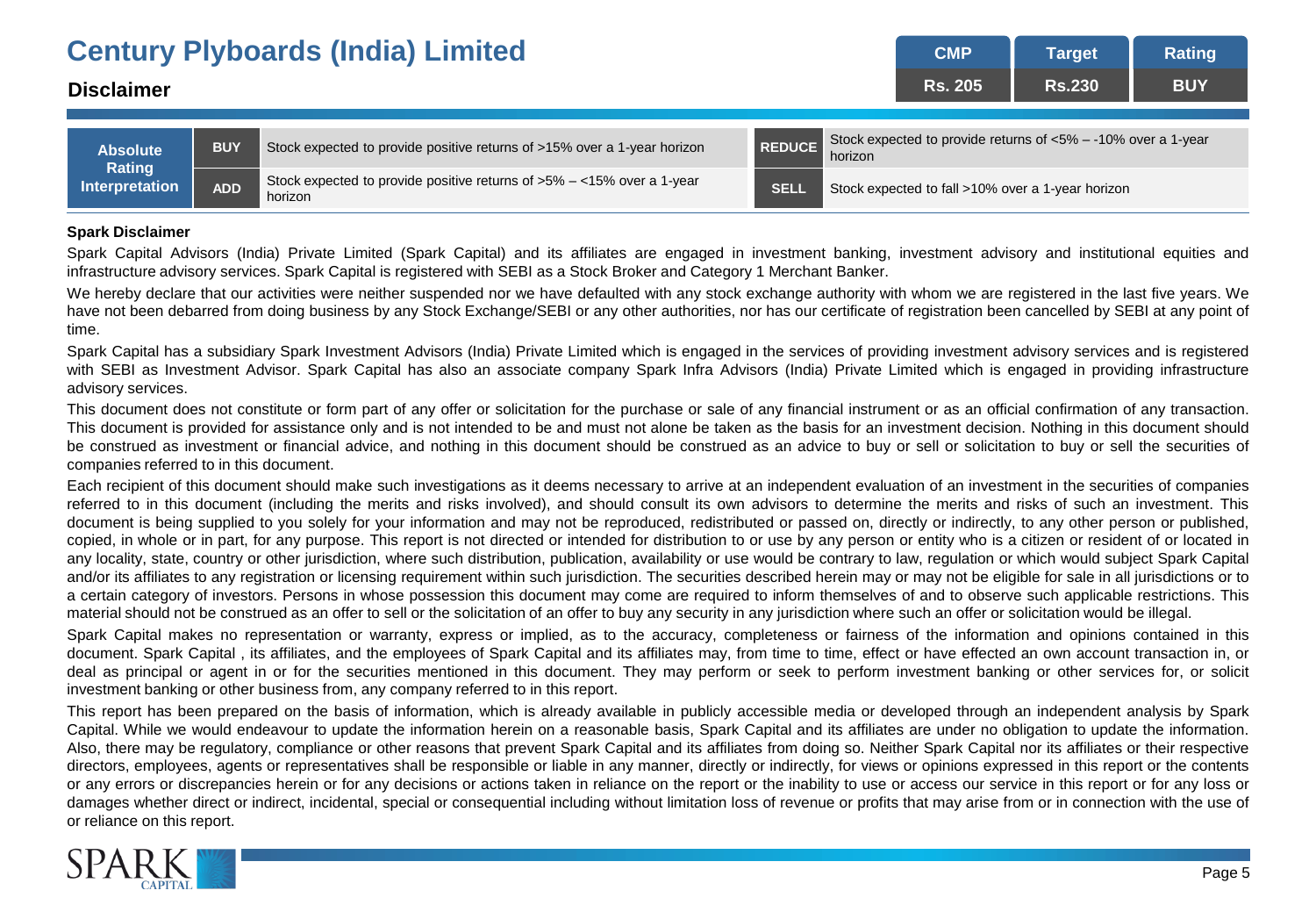# Century Plyboards (India) Limited

## Disclaimer

| CMP | Target | Rating |
|---|---|---|
| Rs. 205 | Rs.230 | BUY |

| Absolute Rating Interpretation | | | | |
|---|---|---|---|---|
| BUY | Stock expected to provide positive returns of >15% over a 1-year horizon | REDUCE | Stock expected to provide returns of <5% – -10% over a 1-year horizon |
| ADD | Stock expected to provide positive returns of >5% – <15% over a 1-year horizon | SELL | Stock expected to fall >10% over a 1-year horizon |

**Spark Disclaimer**

Spark Capital Advisors (India) Private Limited (Spark Capital) and its affiliates are engaged in investment banking, investment advisory and institutional equities and infrastructure advisory services. Spark Capital is registered with SEBI as a Stock Broker and Category 1 Merchant Banker.

We hereby declare that our activities were neither suspended nor we have defaulted with any stock exchange authority with whom we are registered in the last five years. We have not been debarred from doing business by any Stock Exchange/SEBI or any other authorities, nor has our certificate of registration been cancelled by SEBI at any point of time.

Spark Capital has a subsidiary Spark Investment Advisors (India) Private Limited which is engaged in the services of providing investment advisory services and is registered with SEBI as Investment Advisor. Spark Capital has also an associate company Spark Infra Advisors (India) Private Limited which is engaged in providing infrastructure advisory services.

This document does not constitute or form part of any offer or solicitation for the purchase or sale of any financial instrument or as an official confirmation of any transaction. This document is provided for assistance only and is not intended to be and must not alone be taken as the basis for an investment decision. Nothing in this document should be construed as investment or financial advice, and nothing in this document should be construed as an advice to buy or sell or solicitation to buy or sell the securities of companies referred to in this document.

Each recipient of this document should make such investigations as it deems necessary to arrive at an independent evaluation of an investment in the securities of companies referred to in this document (including the merits and risks involved), and should consult its own advisors to determine the merits and risks of such an investment. This document is being supplied to you solely for your information and may not be reproduced, redistributed or passed on, directly or indirectly, to any other person or published, copied, in whole or in part, for any purpose. This report is not directed or intended for distribution to or use by any person or entity who is a citizen or resident of or located in any locality, state, country or other jurisdiction, where such distribution, publication, availability or use would be contrary to law, regulation or which would subject Spark Capital and/or its affiliates to any registration or licensing requirement within such jurisdiction. The securities described herein may or may not be eligible for sale in all jurisdictions or to a certain category of investors. Persons in whose possession this document may come are required to inform themselves of and to observe such applicable restrictions. This material should not be construed as an offer to sell or the solicitation of an offer to buy any security in any jurisdiction where such an offer or solicitation would be illegal.

Spark Capital makes no representation or warranty, express or implied, as to the accuracy, completeness or fairness of the information and opinions contained in this document. Spark Capital , its affiliates, and the employees of Spark Capital and its affiliates may, from time to time, effect or have effected an own account transaction in, or deal as principal or agent in or for the securities mentioned in this document. They may perform or seek to perform investment banking or other services for, or solicit investment banking or other business from, any company referred to in this report.

This report has been prepared on the basis of information, which is already available in publicly accessible media or developed through an independent analysis by Spark Capital. While we would endeavour to update the information herein on a reasonable basis, Spark Capital and its affiliates are under no obligation to update the information. Also, there may be regulatory, compliance or other reasons that prevent Spark Capital and its affiliates from doing so. Neither Spark Capital nor its affiliates or their respective directors, employees, agents or representatives shall be responsible or liable in any manner, directly or indirectly, for views or opinions expressed in this report or the contents or any errors or discrepancies herein or for any decisions or actions taken in reliance on the report or the inability to use or access our service in this report or for any loss or damages whether direct or indirect, incidental, special or consequential including without limitation loss of revenue or profits that may arise from or in connection with the use of or reliance on this report.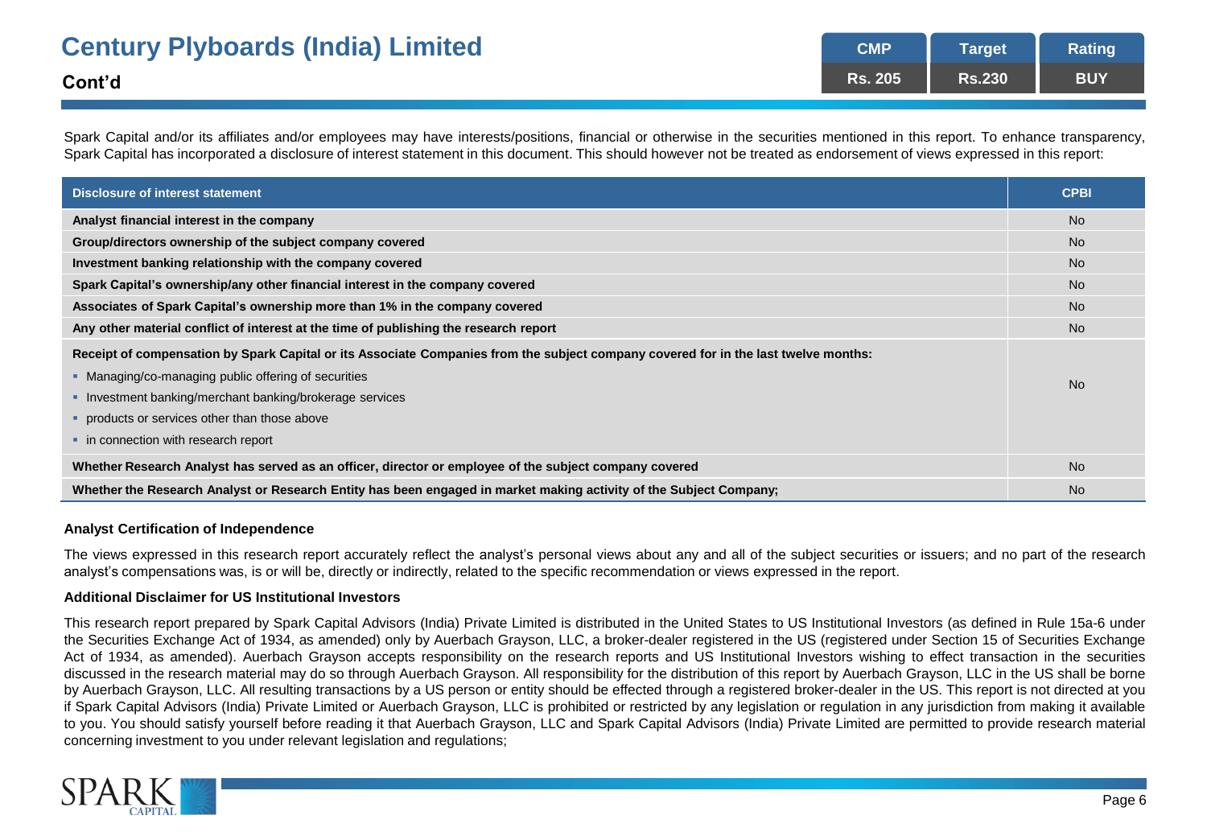# Century Plyboards (India) Limited

**Cont'd**

| CMP | Target | Rating |
|---|---|---|
| Rs. 205 | Rs.230 | BUY |

Spark Capital and/or its affiliates and/or employees may have interests/positions, financial or otherwise in the securities mentioned in this report. To enhance transparency, Spark Capital has incorporated a disclosure of interest statement in this document. This should however not be treated as endorsement of views expressed in this report:

| Disclosure of interest statement | CPBI |
|---|---|
| **Analyst financial interest in the company** | No |
| **Group/directors ownership of the subject company covered** | No |
| **Investment banking relationship with the company covered** | No |
| **Spark Capital's ownership/any other financial interest in the company covered** | No |
| **Associates of Spark Capital's ownership more than 1% in the company covered** | No |
| **Any other material conflict of interest at the time of publishing the research report** | No |
| **Receipt of compensation by Spark Capital or its Associate Companies from the subject company covered for in the last twelve months:** <br> ▪ Managing/co-managing public offering of securities <br> ▪ Investment banking/merchant banking/brokerage services <br> ▪ products or services other than those above <br> ▪ in connection with research report | No |
| **Whether Research Analyst has served as an officer, director or employee of the subject company covered** | No |
| **Whether the Research Analyst or Research Entity has been engaged in market making activity of the Subject Company;** | No |

**Analyst Certification of Independence**

The views expressed in this research report accurately reflect the analyst's personal views about any and all of the subject securities or issuers; and no part of the research analyst's compensations was, is or will be, directly or indirectly, related to the specific recommendation or views expressed in the report.

**Additional Disclaimer for US Institutional Investors**

This research report prepared by Spark Capital Advisors (India) Private Limited is distributed in the United States to US Institutional Investors (as defined in Rule 15a-6 under the Securities Exchange Act of 1934, as amended) only by Auerbach Grayson, LLC, a broker-dealer registered in the US (registered under Section 15 of Securities Exchange Act of 1934, as amended). Auerbach Grayson accepts responsibility on the research reports and US Institutional Investors wishing to effect transaction in the securities discussed in the research material may do so through Auerbach Grayson. All responsibility for the distribution of this report by Auerbach Grayson, LLC in the US shall be borne by Auerbach Grayson, LLC. All resulting transactions by a US person or entity should be effected through a registered broker-dealer in the US. This report is not directed at you if Spark Capital Advisors (India) Private Limited or Auerbach Grayson, LLC is prohibited or restricted by any legislation or regulation in any jurisdiction from making it available to you. You should satisfy yourself before reading it that Auerbach Grayson, LLC and Spark Capital Advisors (India) Private Limited are permitted to provide research material concerning investment to you under relevant legislation and regulations;